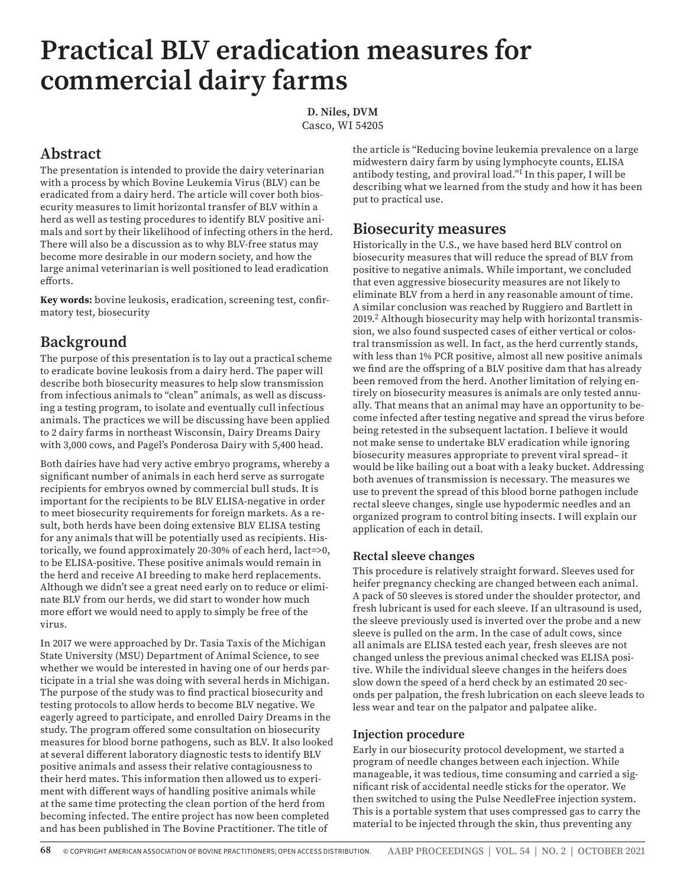# Practical BLV eradication measures for commercial dairy farms

**D. Niles, DVM**
Casco, WI 54205

## Abstract

The presentation is intended to provide the dairy veterinarian with a process by which Bovine Leukemia Virus (BLV) can be eradicated from a dairy herd. The article will cover both biosecurity measures to limit horizontal transfer of BLV within a herd as well as testing procedures to identify BLV positive animals and sort by their likelihood of infecting others in the herd. There will also be a discussion as to why BLV-free status may become more desirable in our modern society, and how the large animal veterinarian is well positioned to lead eradication efforts.

**Key words:** bovine leukosis, eradication, screening test, confirmatory test, biosecurity

## Background

The purpose of this presentation is to lay out a practical scheme to eradicate bovine leukosis from a dairy herd. The paper will describe both biosecurity measures to help slow transmission from infectious animals to "clean" animals, as well as discussing a testing program, to isolate and eventually cull infectious animals. The practices we will be discussing have been applied to 2 dairy farms in northeast Wisconsin, Dairy Dreams Dairy with 3,000 cows, and Pagel's Ponderosa Dairy with 5,400 head.

Both dairies have had very active embryo programs, whereby a significant number of animals in each herd serve as surrogate recipients for embryos owned by commercial bull studs. It is important for the recipients to be BLV ELISA-negative in order to meet biosecurity requirements for foreign markets. As a result, both herds have been doing extensive BLV ELISA testing for any animals that will be potentially used as recipients. Historically, we found approximately 20-30% of each herd, lact=>0, to be ELISA-positive. These positive animals would remain in the herd and receive AI breeding to make herd replacements. Although we didn't see a great need early on to reduce or eliminate BLV from our herds, we did start to wonder how much more effort we would need to apply to simply be free of the virus.

In 2017 we were approached by Dr. Tasia Taxis of the Michigan State University (MSU) Department of Animal Science, to see whether we would be interested in having one of our herds participate in a trial she was doing with several herds in Michigan. The purpose of the study was to find practical biosecurity and testing protocols to allow herds to become BLV negative. We eagerly agreed to participate, and enrolled Dairy Dreams in the study. The program offered some consultation on biosecurity measures for blood borne pathogens, such as BLV. It also looked at several different laboratory diagnostic tests to identify BLV positive animals and assess their relative contagiousness to their herd mates. This information then allowed us to experiment with different ways of handling positive animals while at the same time protecting the clean portion of the herd from becoming infected. The entire project has now been completed and has been published in The Bovine Practitioner. The title of the article is "Reducing bovine leukemia prevalence on a large midwestern dairy farm by using lymphocyte counts, ELISA antibody testing, and proviral load."[1] In this paper, I will be describing what we learned from the study and how it has been put to practical use.

## Biosecurity measures

Historically in the U.S., we have based herd BLV control on biosecurity measures that will reduce the spread of BLV from positive to negative animals. While important, we concluded that even aggressive biosecurity measures are not likely to eliminate BLV from a herd in any reasonable amount of time. A similar conclusion was reached by Ruggiero and Bartlett in 2019.[2] Although biosecurity may help with horizontal transmission, we also found suspected cases of either vertical or colostral transmission as well. In fact, as the herd currently stands, with less than 1% PCR positive, almost all new positive animals we find are the offspring of a BLV positive dam that has already been removed from the herd. Another limitation of relying entirely on biosecurity measures is animals are only tested annually. That means that an animal may have an opportunity to become infected after testing negative and spread the virus before being retested in the subsequent lactation. I believe it would not make sense to undertake BLV eradication while ignoring biosecurity measures appropriate to prevent viral spread– it would be like bailing out a boat with a leaky bucket. Addressing both avenues of transmission is necessary. The measures we use to prevent the spread of this blood borne pathogen include rectal sleeve changes, single use hypodermic needles and an organized program to control biting insects. I will explain our application of each in detail.

### Rectal sleeve changes

This procedure is relatively straight forward. Sleeves used for heifer pregnancy checking are changed between each animal. A pack of 50 sleeves is stored under the shoulder protector, and fresh lubricant is used for each sleeve. If an ultrasound is used, the sleeve previously used is inverted over the probe and a new sleeve is pulled on the arm. In the case of adult cows, since all animals are ELISA tested each year, fresh sleeves are not changed unless the previous animal checked was ELISA positive. While the individual sleeve changes in the heifers does slow down the speed of a herd check by an estimated 20 seconds per palpation, the fresh lubrication on each sleeve leads to less wear and tear on the palpator and palpatee alike.

### Injection procedure

Early in our biosecurity protocol development, we started a program of needle changes between each injection. While manageable, it was tedious, time consuming and carried a significant risk of accidental needle sticks for the operator. We then switched to using the Pulse NeedleFree injection system. This is a portable system that uses compressed gas to carry the material to be injected through the skin, thus preventing any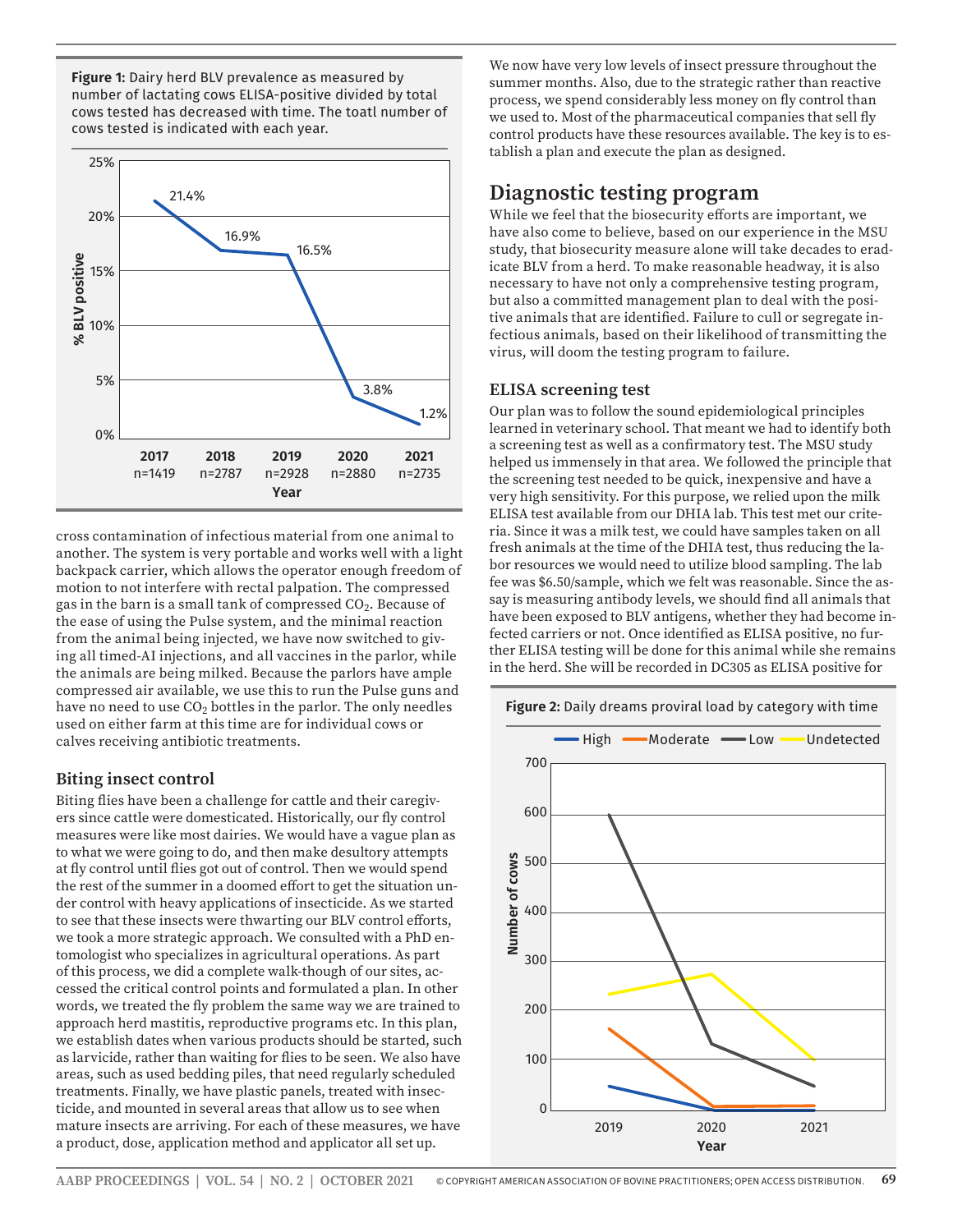**Figure 1:** Dairy herd BLV prevalence as measured by number of lactating cows ELISA-positive divided by total cows tested has decreased with time. The toatl number of cows tested is indicated with each year.

cross contamination of infectious material from one animal to another. The system is very portable and works well with a light backpack carrier, which allows the operator enough freedom of motion to not interfere with rectal palpation. The compressed gas in the barn is a small tank of compressed $CO_2$. Because of the ease of using the Pulse system, and the minimal reaction from the animal being injected, we have now switched to giving all timed-AI injections, and all vaccines in the parlor, while the animals are being milked. Because the parlors have ample compressed air available, we use this to run the Pulse guns and have no need to use $CO_2$ bottles in the parlor. The only needles used on either farm at this time are for individual cows or calves receiving antibiotic treatments.

### Biting insect control

Biting flies have been a challenge for cattle and their caregivers since cattle were domesticated. Historically, our fly control measures were like most dairies. We would have a vague plan as to what we were going to do, and then make desultory attempts at fly control until flies got out of control. Then we would spend the rest of the summer in a doomed effort to get the situation under control with heavy applications of insecticide. As we started to see that these insects were thwarting our BLV control efforts, we took a more strategic approach. We consulted with a PhD entomologist who specializes in agricultural operations. As part of this process, we did a complete walk-though of our sites, accessed the critical control points and formulated a plan. In other words, we treated the fly problem the same way we are trained to approach herd mastitis, reproductive programs etc. In this plan, we establish dates when various products should be started, such as larvicide, rather than waiting for flies to be seen. We also have areas, such as used bedding piles, that need regularly scheduled treatments. Finally, we have plastic panels, treated with insecticide, and mounted in several areas that allow us to see when mature insects are arriving. For each of these measures, we have a product, dose, application method and applicator all set up.

We now have very low levels of insect pressure throughout the summer months. Also, due to the strategic rather than reactive process, we spend considerably less money on fly control than we used to. Most of the pharmaceutical companies that sell fly control products have these resources available. The key is to establish a plan and execute the plan as designed.

## Diagnostic testing program

While we feel that the biosecurity efforts are important, we have also come to believe, based on our experience in the MSU study, that biosecurity measure alone will take decades to eradicate BLV from a herd. To make reasonable headway, it is also necessary to have not only a comprehensive testing program, but also a committed management plan to deal with the positive animals that are identified. Failure to cull or segregate infectious animals, based on their likelihood of transmitting the virus, will doom the testing program to failure.

### ELISA screening test

Our plan was to follow the sound epidemiological principles learned in veterinary school. That meant we had to identify both a screening test as well as a confirmatory test. The MSU study helped us immensely in that area. We followed the principle that the screening test needed to be quick, inexpensive and have a very high sensitivity. For this purpose, we relied upon the milk ELISA test available from our DHIA lab. This test met our criteria. Since it was a milk test, we could have samples taken on all fresh animals at the time of the DHIA test, thus reducing the labor resources we would need to utilize blood sampling. The lab fee was \$6.50/sample, which we felt was reasonable. Since the assay is measuring antibody levels, we should find all animals that have been exposed to BLV antigens, whether they had become infected carriers or not. Once identified as ELISA positive, no further ELISA testing will be done for this animal while she remains in the herd. She will be recorded in DC305 as ELISA positive for

**Figure 2:** Daily dreams proviral load by category with time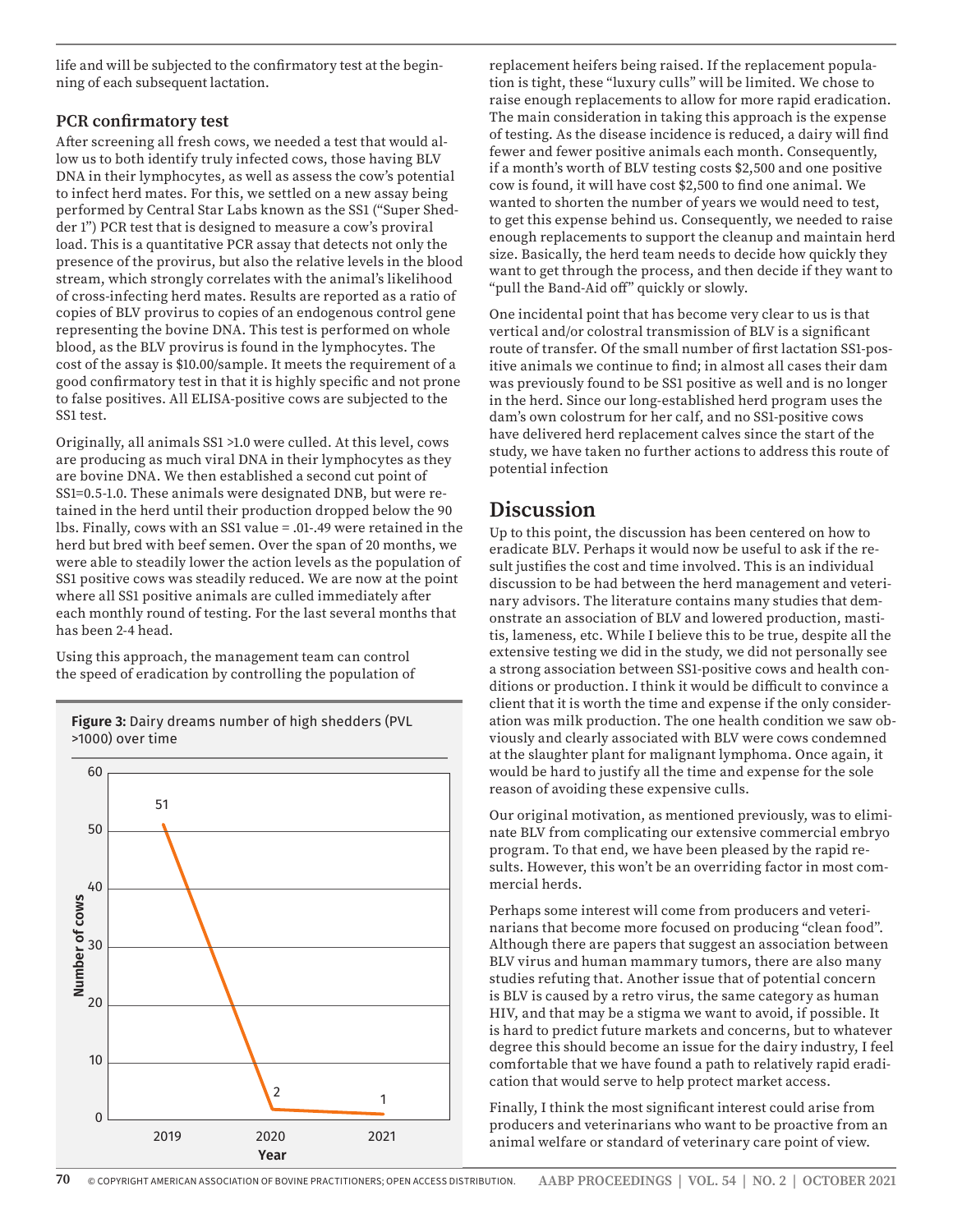life and will be subjected to the confirmatory test at the beginning of each subsequent lactation.

### PCR confirmatory test

After screening all fresh cows, we needed a test that would allow us to both identify truly infected cows, those having BLV DNA in their lymphocytes, as well as assess the cow's potential to infect herd mates. For this, we settled on a new assay being performed by Central Star Labs known as the SS1 ("Super Shedder 1") PCR test that is designed to measure a cow's proviral load. This is a quantitative PCR assay that detects not only the presence of the provirus, but also the relative levels in the blood stream, which strongly correlates with the animal's likelihood of cross-infecting herd mates. Results are reported as a ratio of copies of BLV provirus to copies of an endogenous control gene representing the bovine DNA. This test is performed on whole blood, as the BLV provirus is found in the lymphocytes. The cost of the assay is $10.00/sample. It meets the requirement of a good confirmatory test in that it is highly specific and not prone to false positives. All ELISA-positive cows are subjected to the SS1 test.

Originally, all animals SS1 >1.0 were culled. At this level, cows are producing as much viral DNA in their lymphocytes as they are bovine DNA. We then established a second cut point of SS1=0.5-1.0. These animals were designated DNB, but were retained in the herd until their production dropped below the 90 lbs. Finally, cows with an SS1 value = .01-.49 were retained in the herd but bred with beef semen. Over the span of 20 months, we were able to steadily lower the action levels as the population of SS1 positive cows was steadily reduced. We are now at the point where all SS1 positive animals are culled immediately after each monthly round of testing. For the last several months that has been 2-4 head.

Using this approach, the management team can control the speed of eradication by controlling the population of replacement heifers being raised. If the replacement population is tight, these "luxury culls" will be limited. We chose to raise enough replacements to allow for more rapid eradication. The main consideration in taking this approach is the expense of testing. As the disease incidence is reduced, a dairy will find fewer and fewer positive animals each month. Consequently, if a month's worth of BLV testing costs $2,500 and one positive cow is found, it will have cost $2,500 to find one animal. We wanted to shorten the number of years we would need to test, to get this expense behind us. Consequently, we needed to raise enough replacements to support the cleanup and maintain herd size. Basically, the herd team needs to decide how quickly they want to get through the process, and then decide if they want to "pull the Band-Aid off" quickly or slowly.

One incidental point that has become very clear to us is that vertical and/or colostral transmission of BLV is a significant route of transfer. Of the small number of first lactation SS1-positive animals we continue to find; in almost all cases their dam was previously found to be SS1 positive as well and is no longer in the herd. Since our long-established herd program uses the dam's own colostrum for her calf, and no SS1-positive cows have delivered herd replacement calves since the start of the study, we have taken no further actions to address this route of potential infection

**Figure 3:** Dairy dreams number of high shedders (PVL >1000) over time

| Year | Number of cows |
|---|---|
| 2019 | 51 |
| 2020 | 2 |
| 2021 | 1 |

## Discussion

Up to this point, the discussion has been centered on how to eradicate BLV. Perhaps it would now be useful to ask if the result justifies the cost and time involved. This is an individual discussion to be had between the herd management and veterinary advisors. The literature contains many studies that demonstrate an association of BLV and lowered production, mastitis, lameness, etc. While I believe this to be true, despite all the extensive testing we did in the study, we did not personally see a strong association between SS1-positive cows and health conditions or production. I think it would be difficult to convince a client that it is worth the time and expense if the only consideration was milk production. The one health condition we saw obviously and clearly associated with BLV were cows condemned at the slaughter plant for malignant lymphoma. Once again, it would be hard to justify all the time and expense for the sole reason of avoiding these expensive culls.

Our original motivation, as mentioned previously, was to eliminate BLV from complicating our extensive commercial embryo program. To that end, we have been pleased by the rapid results. However, this won't be an overriding factor in most commercial herds.

Perhaps some interest will come from producers and veterinarians that become more focused on producing "clean food". Although there are papers that suggest an association between BLV virus and human mammary tumors, there are also many studies refuting that. Another issue that of potential concern is BLV is caused by a retro virus, the same category as human HIV, and that may be a stigma we want to avoid, if possible. It is hard to predict future markets and concerns, but to whatever degree this should become an issue for the dairy industry, I feel comfortable that we have found a path to relatively rapid eradication that would serve to help protect market access.

Finally, I think the most significant interest could arise from producers and veterinarians who want to be proactive from an animal welfare or standard of veterinary care point of view.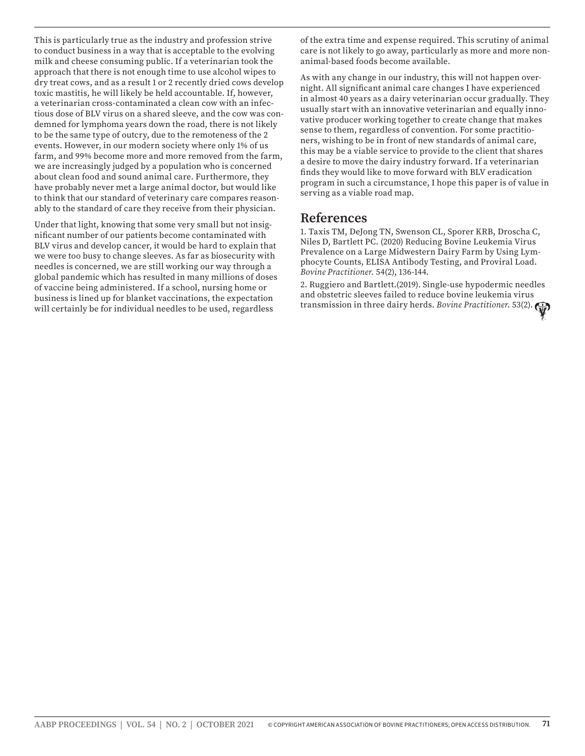This is particularly true as the industry and profession strive to conduct business in a way that is acceptable to the evolving milk and cheese consuming public. If a veterinarian took the approach that there is not enough time to use alcohol wipes to dry treat cows, and as a result 1 or 2 recently dried cows develop toxic mastitis, he will likely be held accountable. If, however, a veterinarian cross-contaminated a clean cow with an infectious dose of BLV virus on a shared sleeve, and the cow was condemned for lymphoma years down the road, there is not likely to be the same type of outcry, due to the remoteness of the 2 events. However, in our modern society where only 1% of us farm, and 99% become more and more removed from the farm, we are increasingly judged by a population who is concerned about clean food and sound animal care. Furthermore, they have probably never met a large animal doctor, but would like to think that our standard of veterinary care compares reasonably to the standard of care they receive from their physician.

Under that light, knowing that some very small but not insignificant number of our patients become contaminated with BLV virus and develop cancer, it would be hard to explain that we were too busy to change sleeves. As far as biosecurity with needles is concerned, we are still working our way through a global pandemic which has resulted in many millions of doses of vaccine being administered. If a school, nursing home or business is lined up for blanket vaccinations, the expectation will certainly be for individual needles to be used, regardless of the extra time and expense required. This scrutiny of animal care is not likely to go away, particularly as more and more non-animal-based foods become available.

As with any change in our industry, this will not happen overnight. All significant animal care changes I have experienced in almost 40 years as a dairy veterinarian occur gradually. They usually start with an innovative veterinarian and equally innovative producer working together to create change that makes sense to them, regardless of convention. For some practitioners, wishing to be in front of new standards of animal care, this may be a viable service to provide to the client that shares a desire to move the dairy industry forward. If a veterinarian finds they would like to move forward with BLV eradication program in such a circumstance, I hope this paper is of value in serving as a viable road map.

## References

1. Taxis TM, DeJong TN, Swenson CL, Sporer KRB, Droscha C, Niles D, Bartlett PC. (2020) Reducing Bovine Leukemia Virus Prevalence on a Large Midwestern Dairy Farm by Using Lymphocyte Counts, ELISA Antibody Testing, and Proviral Load. *Bovine Practitioner.* 54(2), 136-144.

2. Ruggiero and Bartlett.(2019). Single-use hypodermic needles and obstetric sleeves failed to reduce bovine leukemia virus transmission in three dairy herds. *Bovine Practitioner.* 53(2).